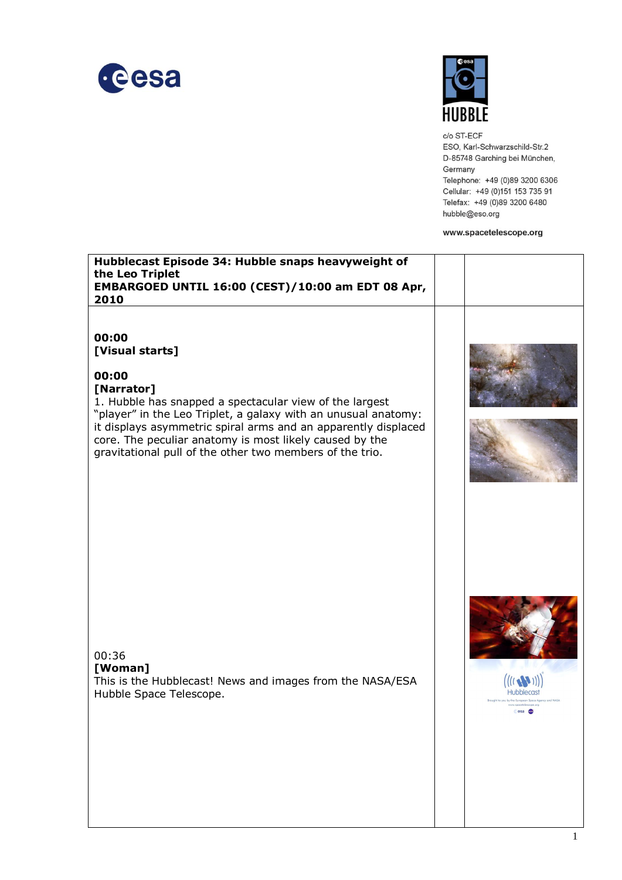c/o ST-ECF
ESO, Karl-Schwarzschild-Str.2
D-85748 Garching bei München,
Germany
Telephone: +49 (0)89 3200 6306
Cellular: +49 (0)151 153 735 91
Telefax: +49 (0)89 3200 6480
hubble@eso.org

**www.spacetelescope.org**

| **Hubblecast Episode 34: Hubble snaps heavyweight of the Leo Triplet**<br>**EMBARGOED UNTIL 16:00 (CEST)/10:00 am EDT 08 Apr, 2010** | | |
|---|---|---|
| **00:00**<br>**[Visual starts]**<br><br>**00:00**<br>**[Narrator]**<br>1. Hubble has snapped a spectacular view of the largest "player" in the Leo Triplet, a galaxy with an unusual anatomy: it displays asymmetric spiral arms and an apparently displaced core. The peculiar anatomy is most likely caused by the gravitational pull of the other two members of the trio.<br><br>00:36<br>**[Woman]**<br>This is the Hubblecast! News and images from the NASA/ESA Hubble Space Telescope. | | |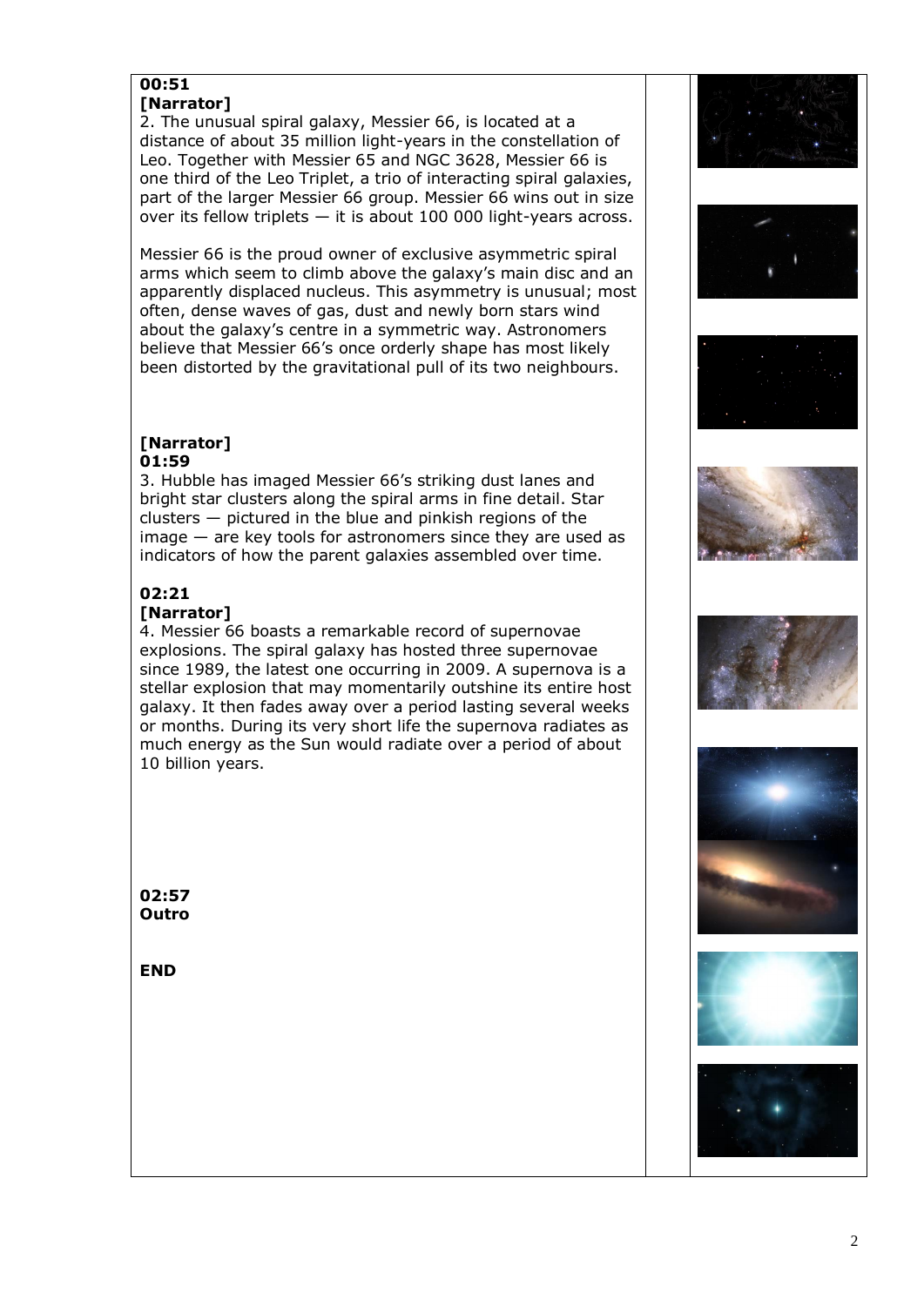**00:51**
**[Narrator]**
2. The unusual spiral galaxy, Messier 66, is located at a distance of about 35 million light-years in the constellation of Leo. Together with Messier 65 and NGC 3628, Messier 66 is one third of the Leo Triplet, a trio of interacting spiral galaxies, part of the larger Messier 66 group. Messier 66 wins out in size over its fellow triplets — it is about 100 000 light-years across.

Messier 66 is the proud owner of exclusive asymmetric spiral arms which seem to climb above the galaxy's main disc and an apparently displaced nucleus. This asymmetry is unusual; most often, dense waves of gas, dust and newly born stars wind about the galaxy's centre in a symmetric way. Astronomers believe that Messier 66's once orderly shape has most likely been distorted by the gravitational pull of its two neighbours.

**[Narrator]**
**01:59**
3. Hubble has imaged Messier 66's striking dust lanes and bright star clusters along the spiral arms in fine detail. Star clusters — pictured in the blue and pinkish regions of the image — are key tools for astronomers since they are used as indicators of how the parent galaxies assembled over time.

**02:21**
**[Narrator]**
4. Messier 66 boasts a remarkable record of supernovae explosions. The spiral galaxy has hosted three supernovae since 1989, the latest one occurring in 2009. A supernova is a stellar explosion that may momentarily outshine its entire host galaxy. It then fades away over a period lasting several weeks or months. During its very short life the supernova radiates as much energy as the Sun would radiate over a period of about 10 billion years.

**02:57**
**Outro**

**END**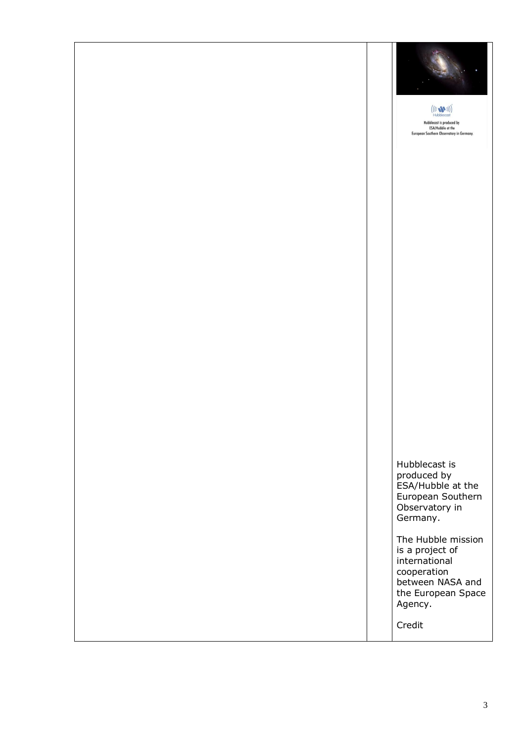Hubblecast is produced by ESA/Hubble at the European Southern Observatory in Germany.

The Hubble mission is a project of international cooperation between NASA and the European Space Agency.

Credit